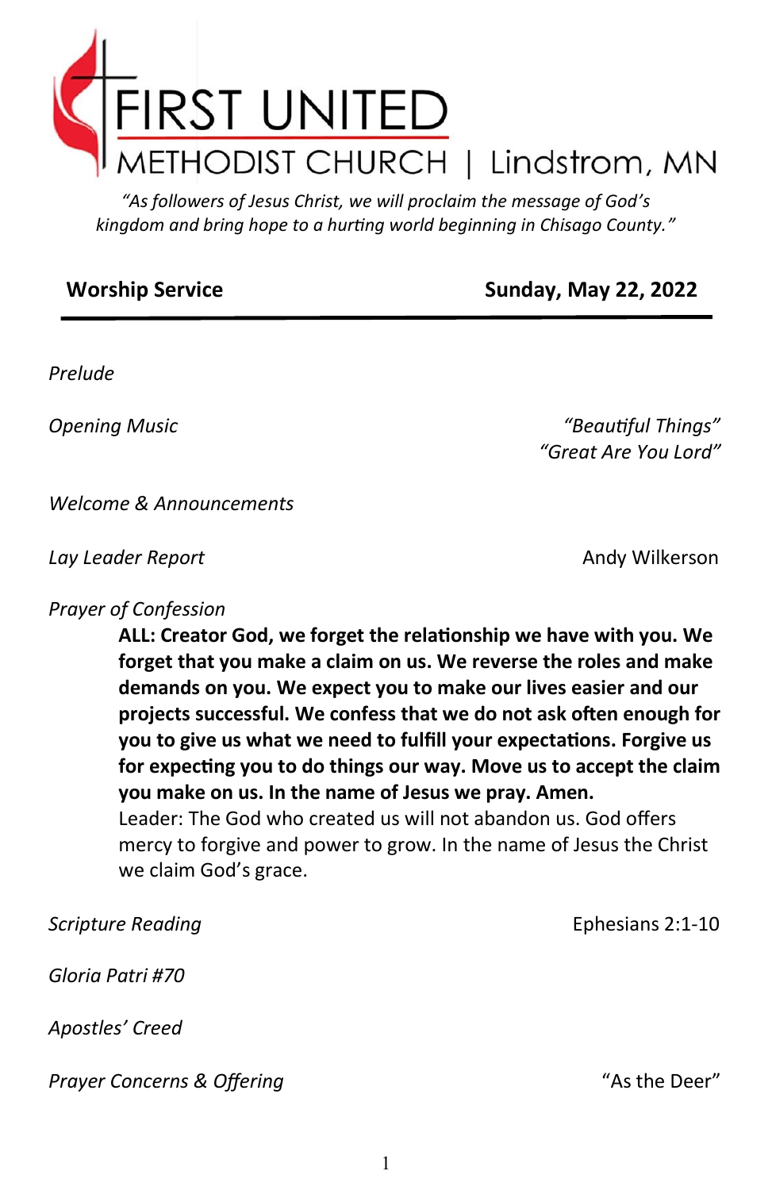# FIRST UNITED

## METHODIST CHURCH | Lindstrom, MN

*"As followers of Jesus Christ, we will proclaim the message of God's kingdom and bring hope to a hurting world beginning in Chisago County."*

**Worship Service** — **Sunday, May 22, 2022**

---

*Prelude*

*Opening Music* — *"Beautiful Things"*
*"Great Are You Lord"*

*Welcome & Announcements*

*Lay Leader Report* — Andy Wilkerson

*Prayer of Confession*

> **ALL: Creator God, we forget the relationship we have with you. We forget that you make a claim on us. We reverse the roles and make demands on you. We expect you to make our lives easier and our projects successful. We confess that we do not ask often enough for you to give us what we need to fulfill your expectations. Forgive us for expecting you to do things our way. Move us to accept the claim you make on us. In the name of Jesus we pray. Amen.**
>
> Leader: The God who created us will not abandon us. God offers mercy to forgive and power to grow. In the name of Jesus the Christ we claim God's grace.

*Scripture Reading* — Ephesians 2:1-10

*Gloria Patri #70*

*Apostles' Creed*

*Prayer Concerns & Offering* — "As the Deer"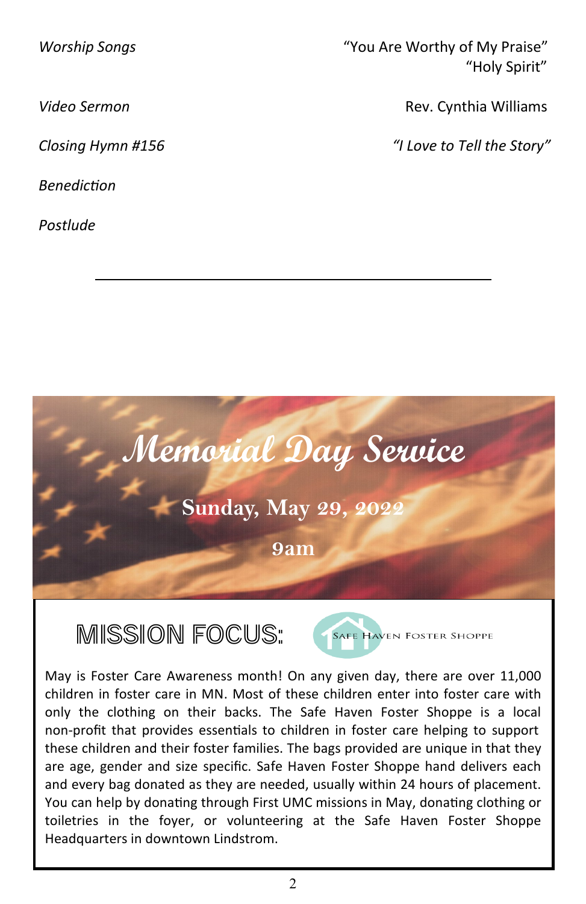*Worship Songs* "You Are Worthy of My Praise"
"Holy Spirit"

*Video Sermon* Rev. Cynthia Williams

*Closing Hymn #156* *"I Love to Tell the Story"*

*Benediction*

*Postlude*

---

# Memorial Day Service

**Sunday, May 29, 2022**

**9am**

## MISSION FOCUS:

Safe Haven Foster Shoppe

May is Foster Care Awareness month! On any given day, there are over 11,000 children in foster care in MN. Most of these children enter into foster care with only the clothing on their backs. The Safe Haven Foster Shoppe is a local non-profit that provides essentials to children in foster care helping to support these children and their foster families. The bags provided are unique in that they are age, gender and size specific. Safe Haven Foster Shoppe hand delivers each and every bag donated as they are needed, usually within 24 hours of placement. You can help by donating through First UMC missions in May, donating clothing or toiletries in the foyer, or volunteering at the Safe Haven Foster Shoppe Headquarters in downtown Lindstrom.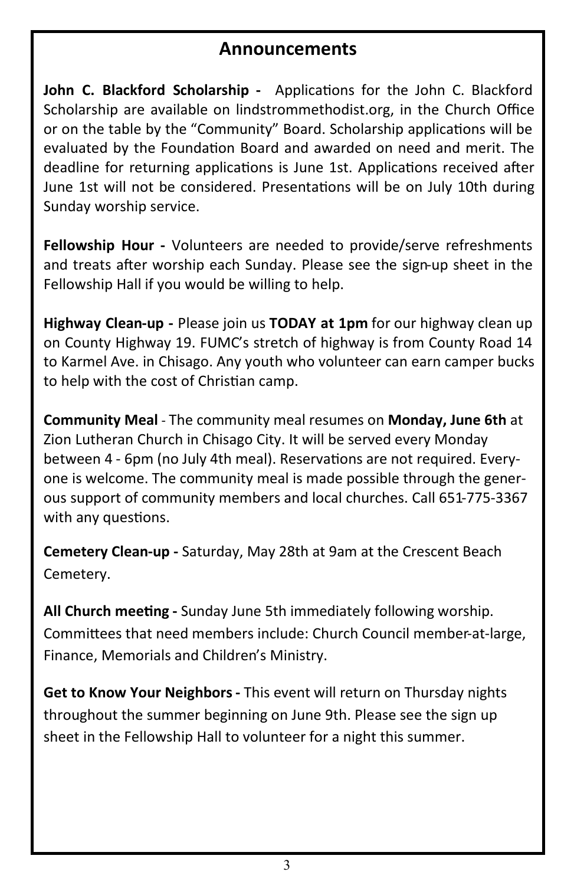## Announcements

**John C. Blackford Scholarship -** Applications for the John C. Blackford Scholarship are available on lindstrommethodist.org, in the Church Office or on the table by the "Community" Board. Scholarship applications will be evaluated by the Foundation Board and awarded on need and merit. The deadline for returning applications is June 1st. Applications received after June 1st will not be considered. Presentations will be on July 10th during Sunday worship service.

**Fellowship Hour -** Volunteers are needed to provide/serve refreshments and treats after worship each Sunday. Please see the sign-up sheet in the Fellowship Hall if you would be willing to help.

**Highway Clean-up -** Please join us **TODAY at 1pm** for our highway clean up on County Highway 19. FUMC's stretch of highway is from County Road 14 to Karmel Ave. in Chisago. Any youth who volunteer can earn camper bucks to help with the cost of Christian camp.

**Community Meal** - The community meal resumes on **Monday, June 6th** at Zion Lutheran Church in Chisago City. It will be served every Monday between 4 - 6pm (no July 4th meal). Reservations are not required. Everyone is welcome. The community meal is made possible through the generous support of community members and local churches. Call 651-775-3367 with any questions.

**Cemetery Clean-up -** Saturday, May 28th at 9am at the Crescent Beach Cemetery.

**All Church meeting -** Sunday June 5th immediately following worship. Committees that need members include: Church Council member-at-large, Finance, Memorials and Children's Ministry.

**Get to Know Your Neighbors -** This event will return on Thursday nights throughout the summer beginning on June 9th. Please see the sign up sheet in the Fellowship Hall to volunteer for a night this summer.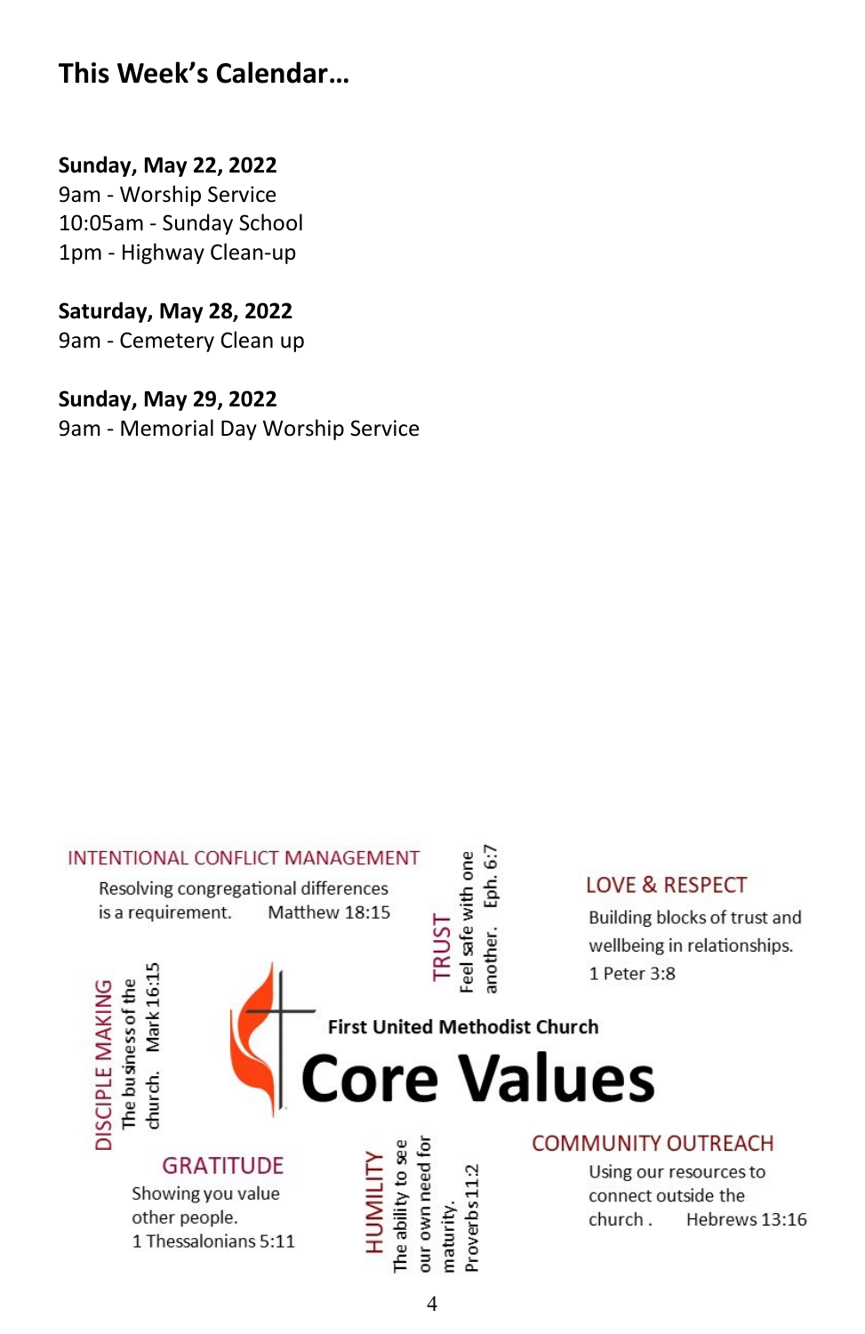## This Week's Calendar…

**Sunday, May 22, 2022**
9am - Worship Service
10:05am - Sunday School
1pm - Highway Clean-up

**Saturday, May 28, 2022**
9am - Cemetery Clean up

**Sunday, May 29, 2022**
9am - Memorial Day Worship Service

First United Methodist Church

# Core Values

INTENTIONAL CONFLICT MANAGEMENT
Resolving congregational differences is a requirement. Matthew 18:15

TRUST
Feel safe with one another. Eph. 6:7

LOVE & RESPECT
Building blocks of trust and wellbeing in relationships. 1 Peter 3:8

DISCIPLE MAKING
The business of the church. Mark 16:15

GRATITUDE
Showing you value other people. 1 Thessalonians 5:11

HUMILITY
The ability to see our own need for maturity. Proverbs 11:2

COMMUNITY OUTREACH
Using our resources to connect outside the church. Hebrews 13:16